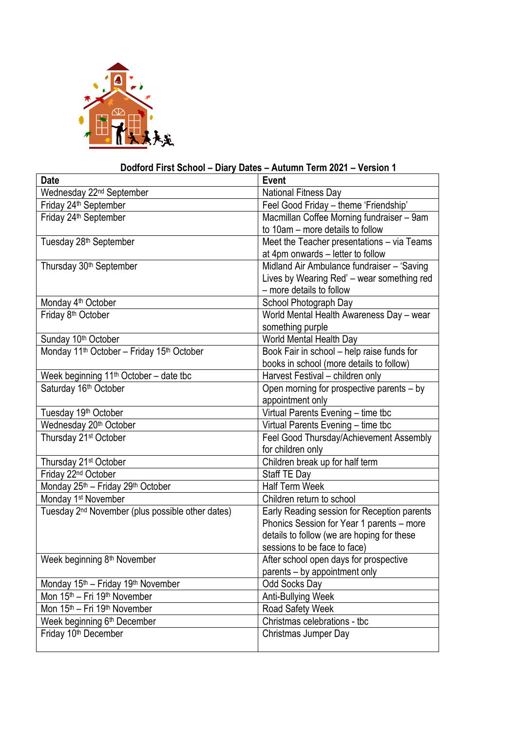**Dodford First School – Diary Dates – Autumn Term 2021 – Version 1**

| Date | Event |
|---|---|
| Wednesday 22nd September | National Fitness Day |
| Friday 24th September | Feel Good Friday – theme 'Friendship' |
| Friday 24th September | Macmillan Coffee Morning fundraiser – 9am to 10am – more details to follow |
| Tuesday 28th September | Meet the Teacher presentations – via Teams at 4pm onwards – letter to follow |
| Thursday 30th September | Midland Air Ambulance fundraiser – 'Saving Lives by Wearing Red' – wear something red – more details to follow |
| Monday 4th October | School Photograph Day |
| Friday 8th October | World Mental Health Awareness Day – wear something purple |
| Sunday 10th October | World Mental Health Day |
| Monday 11th October – Friday 15th October | Book Fair in school – help raise funds for books in school (more details to follow) |
| Week beginning 11th October – date tbc | Harvest Festival – children only |
| Saturday 16th October | Open morning for prospective parents – by appointment only |
| Tuesday 19th October | Virtual Parents Evening – time tbc |
| Wednesday 20th October | Virtual Parents Evening – time tbc |
| Thursday 21st October | Feel Good Thursday/Achievement Assembly for children only |
| Thursday 21st October | Children break up for half term |
| Friday 22nd October | Staff TE Day |
| Monday 25th – Friday 29th October | Half Term Week |
| Monday 1st November | Children return to school |
| Tuesday 2nd November (plus possible other dates) | Early Reading session for Reception parents Phonics Session for Year 1 parents – more details to follow (we are hoping for these sessions to be face to face) |
| Week beginning 8th November | After school open days for prospective parents – by appointment only |
| Monday 15th – Friday 19th November | Odd Socks Day |
| Mon 15th – Fri 19th November | Anti-Bullying Week |
| Mon 15th – Fri 19th November | Road Safety Week |
| Week beginning 6th December | Christmas celebrations - tbc |
| Friday 10th December | Christmas Jumper Day |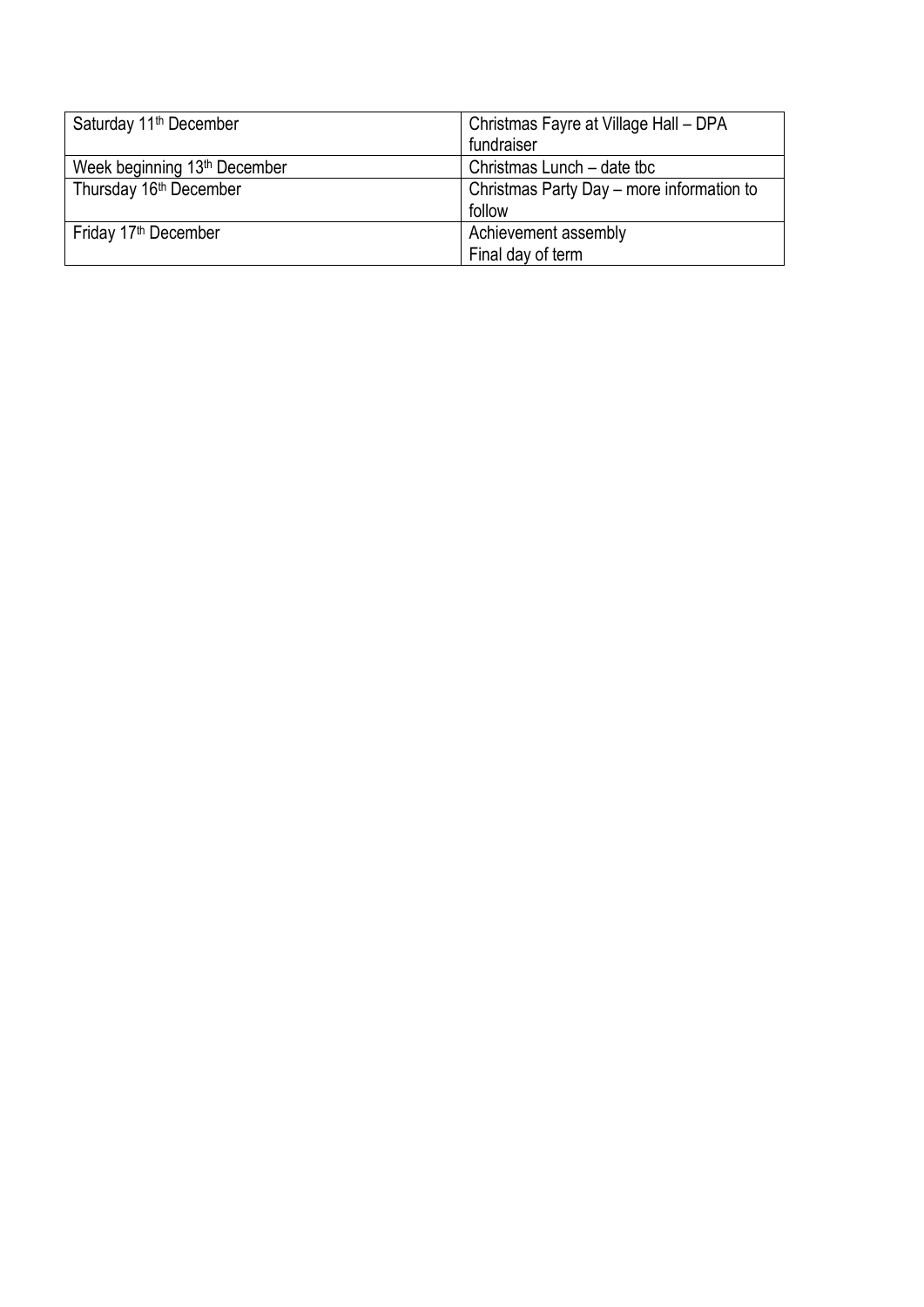| | |
|---|---|
| Saturday 11th December | Christmas Fayre at Village Hall – DPA fundraiser |
| Week beginning 13th December | Christmas Lunch – date tbc |
| Thursday 16th December | Christmas Party Day – more information to follow |
| Friday 17th December | Achievement assembly<br>Final day of term |